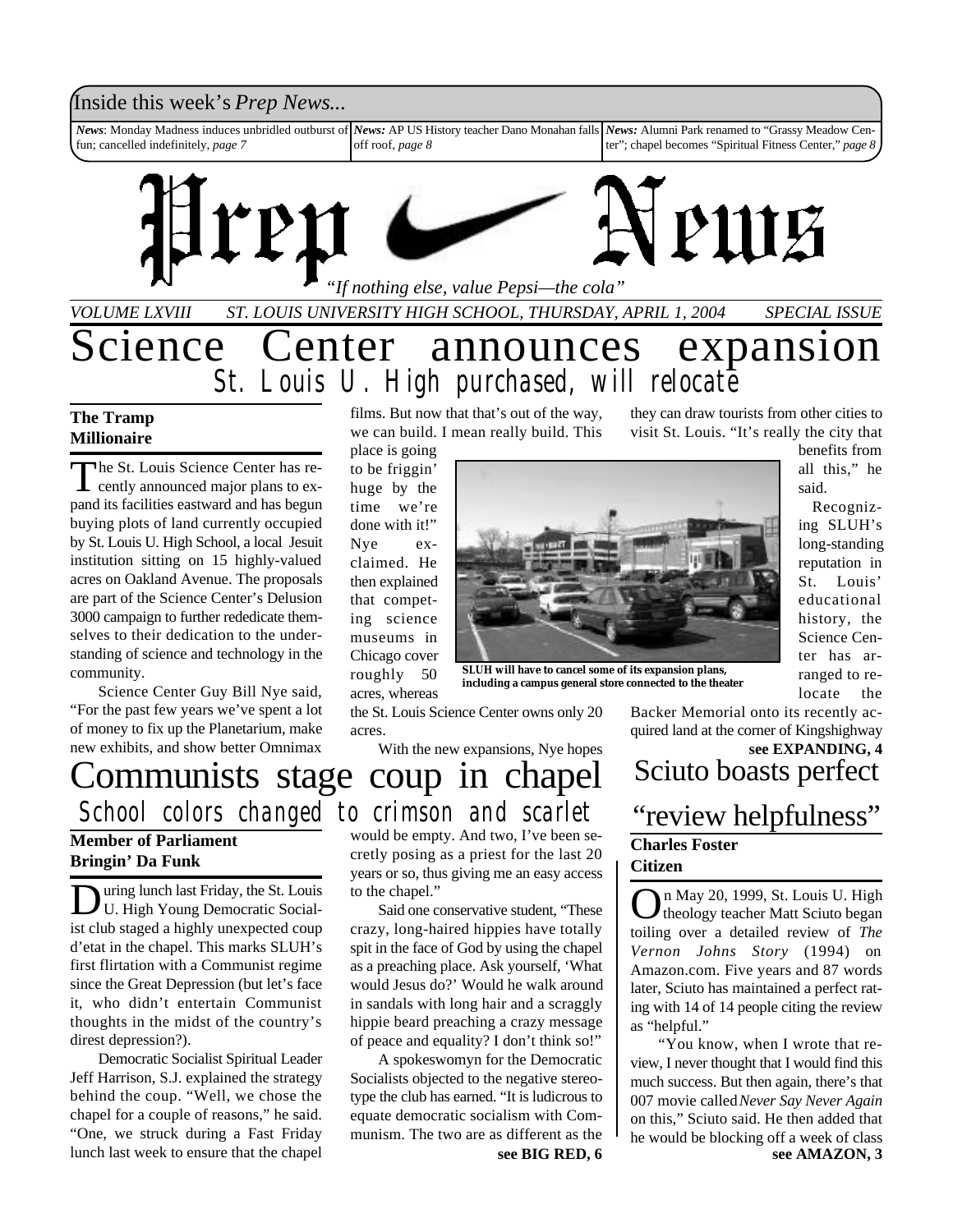Inside this week's *Prep News...*

*News*: Monday Madness induces unbridled outburst of fun; cancelled indefinitely, *page 7*

*News:* AP US History teacher Dano Monahan falls off roof, *page 8*

*News:* Alumni Park renamed to "Grassy Meadow Center"; chapel becomes "Spiritual Fitness Center," *page 8*

# Prep News

*"If nothing else, value Pepsi—the cola"*

*VOLUME LXVIII ST. LOUIS UNIVERSITY HIGH SCHOOL, THURSDAY, APRIL 1, 2004 SPECIAL ISSUE*

# Science Center announces expansion

## St. Louis U. High purchased, will relocate

**The Tramp**
**Millionaire**

The St. Louis Science Center has recently announced major plans to expand its facilities eastward and has begun buying plots of land currently occupied by St. Louis U. High School, a local Jesuit institution sitting on 15 highly-valued acres on Oakland Avenue. The proposals are part of the Science Center's Delusion 3000 campaign to further rededicate themselves to their dedication to the understanding of science and technology in the community.

Science Center Guy Bill Nye said, "For the past few years we've spent a lot of money to fix up the Planetarium, make new exhibits, and show better Omnimax films. But now that that's out of the way, we can build. I mean really build. This place is going to be friggin' huge by the time we're done with it!" Nye exclaimed. He then explained that competing science museums in Chicago cover roughly 50 acres, whereas the St. Louis Science Center owns only 20 acres.

With the new expansions, Nye hopes they can draw tourists from other cities to visit St. Louis. "It's really the city that benefits from all this," he said.

Recognizing SLUH's long-standing reputation in St. Louis' educational history, the Science Center has arranged to relocate the Backer Memorial onto its recently acquired land at the corner of Kingshighway

**see EXPANDING, 4**

**SLUH will have to cancel some of its expansion plans, including a campus general store connected to the theater**

# Communists stage coup in chapel

## School colors changed to crimson and scarlet

**Member of Parliament**
**Bringin' Da Funk**

During lunch last Friday, the St. Louis U. High Young Democratic Socialist club staged a highly unexpected coup d'etat in the chapel. This marks SLUH's first flirtation with a Communist regime since the Great Depression (but let's face it, who didn't entertain Communist thoughts in the midst of the country's direst depression?).

Democratic Socialist Spiritual Leader Jeff Harrison, S.J. explained the strategy behind the coup. "Well, we chose the chapel for a couple of reasons," he said. "One, we struck during a Fast Friday lunch last week to ensure that the chapel would be empty. And two, I've been secretly posing as a priest for the last 20 years or so, thus giving me an easy access to the chapel."

Said one conservative student, "These crazy, long-haired hippies have totally spit in the face of God by using the chapel as a preaching place. Ask yourself, 'What would Jesus do?' Would he walk around in sandals with long hair and a scraggly hippie beard preaching a crazy message of peace and equality? I don't think so!"

A spokeswomyn for the Democratic Socialists objected to the negative stereotype the club has earned. "It is ludicrous to equate democratic socialism with Communism. The two are as different as the

**see BIG RED, 6**

# Sciuto boasts perfect "review helpfulness"

**Charles Foster**
**Citizen**

On May 20, 1999, St. Louis U. High theology teacher Matt Sciuto began toiling over a detailed review of *The Vernon Johns Story* (1994) on Amazon.com. Five years and 87 words later, Sciuto has maintained a perfect rating with 14 of 14 people citing the review as "helpful."

"You know, when I wrote that review, I never thought that I would find this much success. But then again, there's that 007 movie called *Never Say Never Again* on this," Sciuto said. He then added that he would be blocking off a week of class

**see AMAZON, 3**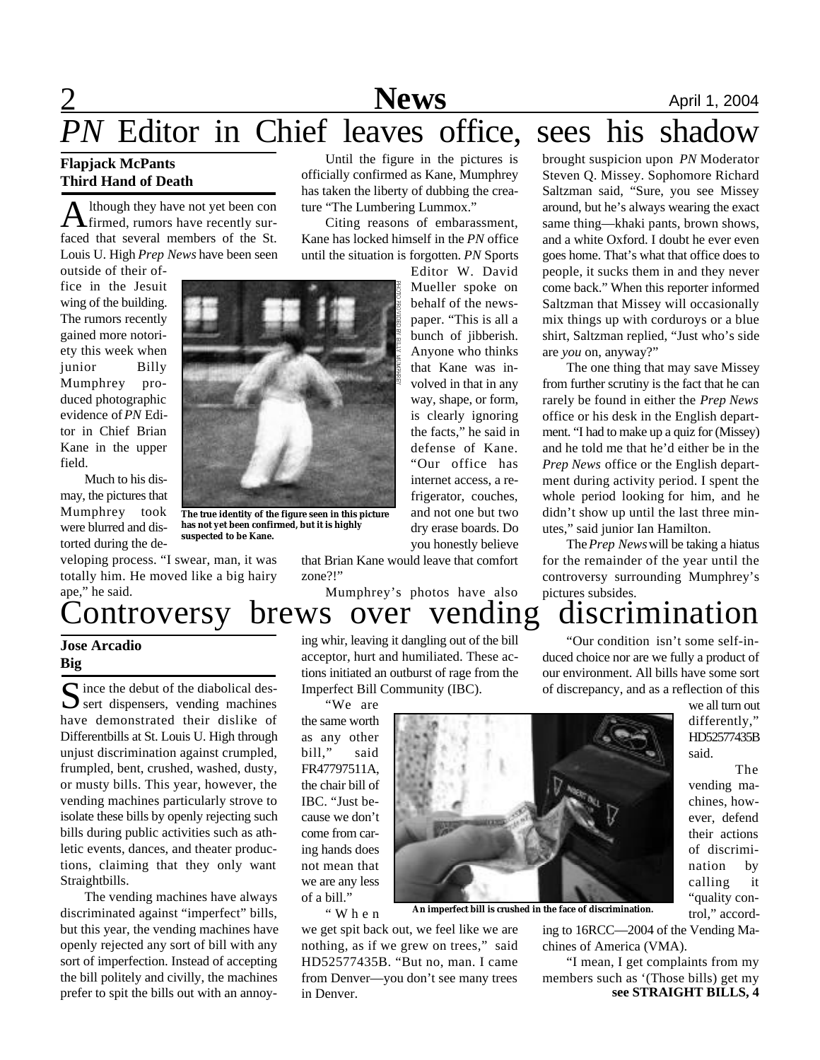# *PN* Editor in Chief leaves office, sees his shadow

**Flapjack McPants**
**Third Hand of Death**

Although they have not yet been confirmed, rumors have recently surfaced that several members of the St. Louis U. High *Prep News* have been seen outside of their office in the Jesuit wing of the building. The rumors recently gained more notoriety this week when junior Billy Mumphrey produced photographic evidence of *PN* Editor in Chief Brian Kane in the upper field.

Much to his dismay, the pictures that Mumphrey took were blurred and distorted during the developing process. "I swear, man, it was totally him. He moved like a big hairy ape," he said.

PHOTO PROVIDED BY BILLY MUMPHREY

**The true identity of the figure seen in this picture has not yet been confirmed, but it is highly suspected to be Kane.**

Until the figure in the pictures is officially confirmed as Kane, Mumphrey has taken the liberty of dubbing the creature "The Lumbering Lummox."

Citing reasons of embarassment, Kane has locked himself in the *PN* office until the situation is forgotten. *PN* Sports Editor W. David Mueller spoke on behalf of the newspaper. "This is all a bunch of jibberish. Anyone who thinks that Kane was involved in that in any way, shape, or form, is clearly ignoring the facts," he said in defense of Kane. "Our office has internet access, a refrigerator, couches, and not one but two dry erase boards. Do you honestly believe that Brian Kane would leave that comfort zone?!"

Mumphrey's photos have also brought suspicion upon *PN* Moderator Steven Q. Missey. Sophomore Richard Saltzman said, "Sure, you see Missey around, but he's always wearing the exact same thing—khaki pants, brown shows, and a white Oxford. I doubt he ever even goes home. That's what that office does to people, it sucks them in and they never come back." When this reporter informed Saltzman that Missey will occasionally mix things up with corduroys or a blue shirt, Saltzman replied, "Just who's side are *you* on, anyway?"

The one thing that may save Missey from further scrutiny is the fact that he can rarely be found in either the *Prep News* office or his desk in the English department. "I had to make up a quiz for (Missey) and he told me that he'd either be in the *Prep News* office or the English department during activity period. I spent the whole period looking for him, and he didn't show up until the last three minutes," said junior Ian Hamilton.

The *Prep News* will be taking a hiatus for the remainder of the year until the controversy surrounding Mumphrey's pictures subsides.

# Controversy brews over vending discrimination

**Jose Arcadio**
**Big**

Since the debut of the diabolical dessert dispensers, vending machines have demonstrated their dislike of Differentbills at St. Louis U. High through unjust discrimination against crumpled, frumpled, bent, crushed, washed, dusty, or musty bills. This year, however, the vending machines particularly strove to isolate these bills by openly rejecting such bills during public activities such as athletic events, dances, and theater productions, claiming that they only want Straightbills.

The vending machines have always discriminated against "imperfect" bills, but this year, the vending machines have openly rejected any sort of bill with any sort of imperfection. Instead of accepting the bill politely and civilly, the machines prefer to spit the bills out with an annoying whir, leaving it dangling out of the bill acceptor, hurt and humiliated. These actions initiated an outburst of rage from the Imperfect Bill Community (IBC).

"We are the same worth as any other bill," said FR47797511A, the chair bill of IBC. "Just because we don't come from caring hands does not mean that we are any less of a bill."

"When we get spit back out, we feel like we are nothing, as if we grew on trees," said HD52577435B. "But no, man. I came from Denver—you don't see many trees in Denver.

**An imperfect bill is crushed in the face of discrimination.**

"Our condition isn't some self-induced choice nor are we fully a product of our environment. All bills have some sort of discrepancy, and as a reflection of this we all turn out differently," HD52577435B said.

The vending machines, however, defend their actions of discrimination by calling it "quality control," according to 16RCC—2004 of the Vending Machines of America (VMA).

"I mean, I get complaints from my members such as '(Those bills) get my

**see STRAIGHT BILLS, 4**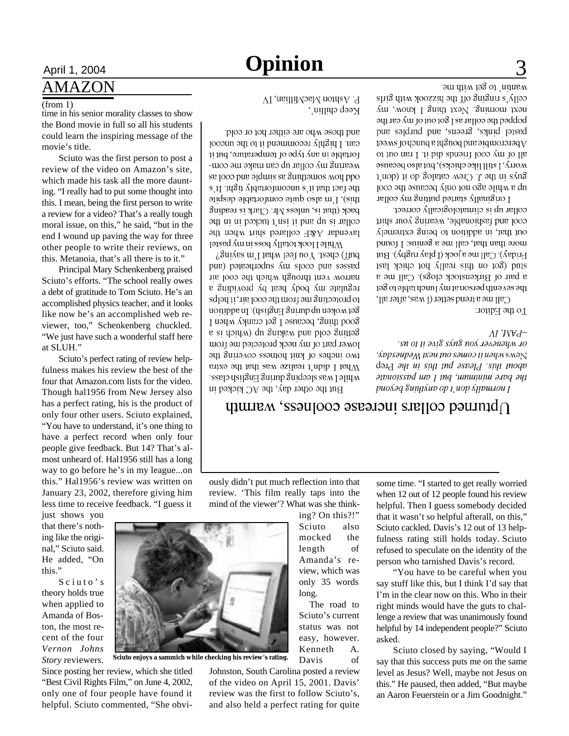## AMAZON

(from 1)

time in his senior morality classes to show the Bond movie in full so all his students could learn the inspiring message of the movie's title.

Sciuto was the first person to post a review of the video on Amazon's site, which made his task all the more daunting. "I really had to put some thought into this. I mean, being the first person to write a review for a video? That's a really tough moral issue, on this," he said, "but in the end I wound up paving the way for three other people to write their reviews, on this. Metanoia, that's all there is to it."

Principal Mary Schenkenberg praised Sciuto's efforts. "The school really owes a debt of gratitude to Tom Sciuto. He's an accomplished physics teacher, and it looks like now he's an accomplished web reviewer, too," Schenkenberg chuckled. "We just have such a wonderful staff here at SLUH."

Sciuto's perfect rating of review helpfulness makes his review the best of the four that Amazon.com lists for the video. Though hal1956 from New Jersey also has a perfect rating, his is the product of only four other users. Sciuto explained, "You have to understand, it's one thing to have a perfect record when only four people give feedback. But 14? That's almost unheard of. Hal1956 still has a long way to go before he's in my league...on this." Hal1956's review was written on January 23, 2002, therefore giving him less time to receive feedback. "I guess it just shows you that there's nothing like the original," Sciuto said. He added, "On this."

Sciuto's theory holds true when applied to Amanda of Boston, the most recent of the four *Vernon Johns Story* reviewers. Since posting her review, which she titled "Best Civil Rights Film," on June 4, 2002, only one of four people have found it helpful. Sciuto commented, "She obviously didn't put much reflection into that review. 'This film really taps into the mind of the viewer'? What was she thinking? On this?!" Sciuto also mocked the length of Amanda's review, which was only 35 words long.

**Sciuto enjoys a sammich while checking his review's rating.**

The road to Sciuto's current status was not easy, however. Kenneth A. Davis of Johnston, South Carolina posted a review of the video on April 15, 2001. Davis' review was the first to follow Sciuto's, and also held a perfect rating for quite some time. "I started to get really worried when 12 out of 12 people found his review helpful. Then I guess somebody decided that it wasn't so helpful afterall, on this," Sciuto cackled. Davis's 12 out of 13 helpfulness rating still holds today. Sciuto refused to speculate on the identity of the person who tarnished Davis's record.

"You have to be careful when you say stuff like this, but I think I'd say that I'm in the clear now on this. Who in their right minds would have the guts to challenge a review that was unanimously found helpful by 14 independent people?" Sciuto asked.

Sciuto closed by saying, "Would I say that this success puts me on the same level as Jesus? Well, maybe not Jesus on this." He paused, then added, "But maybe an Aaron Feuerstein or a Jim Goodnight."

## Upturned collars increase coolness, warmth

*I normally don't do anything beyond the bare minimum, but I am passionate about this. Please put this in the Prep News when it comes out next Wednesday, or whenever you guys give it to us.*

*—PAM, IV*

To the Editor:

Call me a trend setter (I was, after all, the seventh person at my lunch table to get a pair of Birkenstock clogs). Call me a stud (got on this really hot chick last Friday). Call me a jock (I play rugby). But more than that, call me a genius: I found out that, in addition to being extremely cool and fashionable, wearing your shirt collar up is climatologically correct.

I originally started putting my collar up a while ago not only because the cool guys in the J. Crew catalog do it (don't worry, I still like chicks), but also because all of my cool friends did it. I ran out to Abercrombie and bought a bunch of sweet pastel pinks, greens, and purples and popped the collar as I got out of my car the next morning. Next thing I know, my celly's ringing off the hizzook with girls wantin' to get with me.

But the other day, the AC kicked in while I was sleeping during English class. What I didn't realize was that the extra two inches of knit hotness covering the lower part of my neck protected me from getting cold and waking up (which is a good thing, because I get cranky when I get woken up during English). In addition to protecting me from the cool air, it helps regulate my body heat by providing a narrow vent through which the cool air passes and cools my superheated (and buff) chest. You feel what I'm saying?

While I look totally boss in my pastel lavendar A&F collared shirt when the collar is up and it isn't tucked in in the back (that is, unless Mr. Clark is reading this), I'm also quite comfortable despite the fact that it's uncomfortably tight. It's odd how something as simple and cool as wearing my collar up can make me comfortable in any type of temperature, but it can. I highly recommend it to the uncool and those who are either hot or cold.

Keep chillin',

P. Ashton MacMillian, IV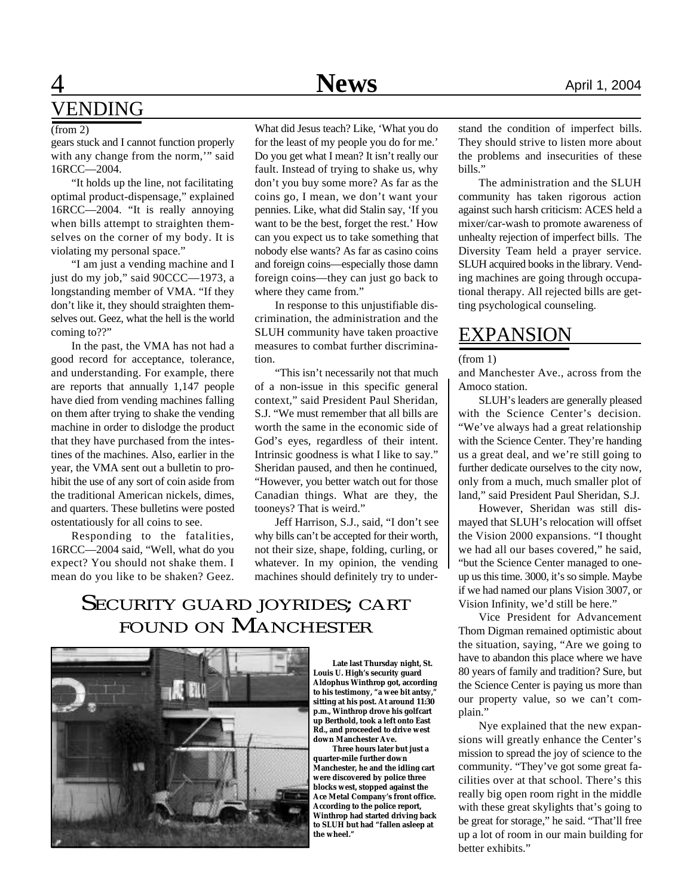## VENDING

(from 2)

gears stuck and I cannot function properly with any change from the norm,'" said 16RCC—2004.

"It holds up the line, not facilitating optimal product-dispensage," explained 16RCC—2004. "It is really annoying when bills attempt to straighten themselves on the corner of my body. It is violating my personal space."

"I am just a vending machine and I just do my job," said 90CCC—1973, a longstanding member of VMA. "If they don't like it, they should straighten themselves out. Geez, what the hell is the world coming to??"

In the past, the VMA has not had a good record for acceptance, tolerance, and understanding. For example, there are reports that annually 1,147 people have died from vending machines falling on them after trying to shake the vending machine in order to dislodge the product that they have purchased from the intestines of the machines. Also, earlier in the year, the VMA sent out a bulletin to prohibit the use of any sort of coin aside from the traditional American nickels, dimes, and quarters. These bulletins were posted ostentatiously for all coins to see.

Responding to the fatalities, 16RCC—2004 said, "Well, what do you expect? You should not shake them. I mean do you like to be shaken? Geez. What did Jesus teach? Like, 'What you do for the least of my people you do for me.' Do you get what I mean? It isn't really our fault. Instead of trying to shake us, why don't you buy some more? As far as the coins go, I mean, we don't want your pennies. Like, what did Stalin say, 'If you want to be the best, forget the rest.' How can you expect us to take something that nobody else wants? As far as casino coins and foreign coins—especially those damn foreign coins—they can just go back to where they came from."

In response to this unjustifiable discrimination, the administration and the SLUH community have taken proactive measures to combat further discrimination.

"This isn't necessarily not that much of a non-issue in this specific general context," said President Paul Sheridan, S.J. "We must remember that all bills are worth the same in the economic side of God's eyes, regardless of their intent. Intrinsic goodness is what I like to say." Sheridan paused, and then he continued, "However, you better watch out for those Canadian things. What are they, the tooneys? That is weird."

Jeff Harrison, S.J., said, "I don't see why bills can't be accepted for their worth, not their size, shape, folding, curling, or whatever. In my opinion, the vending machines should definitely try to understand the condition of imperfect bills. They should strive to listen more about the problems and insecurities of these bills."

The administration and the SLUH community has taken rigorous action against such harsh criticism: ACES held a mixer/car-wash to promote awareness of unhealty rejection of imperfect bills. The Diversity Team held a prayer service. SLUH acquired books in the library. Vending machines are going through occupational therapy. All rejected bills are getting psychological counseling.

## Security guard joyrides; cart found on Manchester

**Late last Thursday night, St. Louis U. High's security guard Aldophus Winthrop got, according to his testimony, "a wee bit antsy," sitting at his post. At around 11:30 p.m., Winthrop drove his golfcart up Berthold, took a left onto East Rd., and proceeded to drive west down Manchester Ave.**

**Three hours later but just a quarter-mile further down Manchester, he and the idling cart were discovered by police three blocks west, stopped against the Ace Metal Company's front office. According to the police report, Winthrop had started driving back to SLUH but had "fallen asleep at the wheel."**

## EXPANSION

(from 1)

and Manchester Ave., across from the Amoco station.

SLUH's leaders are generally pleased with the Science Center's decision. "We've always had a great relationship with the Science Center. They're handing us a great deal, and we're still going to further dedicate ourselves to the city now, only from a much, much smaller plot of land," said President Paul Sheridan, S.J.

However, Sheridan was still dismayed that SLUH's relocation will offset the Vision 2000 expansions. "I thought we had all our bases covered," he said, "but the Science Center managed to one-up us this time. 3000, it's so simple. Maybe if we had named our plans Vision 3007, or Vision Infinity, we'd still be here."

Vice President for Advancement Thom Digman remained optimistic about the situation, saying, "Are we going to have to abandon this place where we have 80 years of family and tradition? Sure, but the Science Center is paying us more than our property value, so we can't complain."

Nye explained that the new expansions will greatly enhance the Center's mission to spread the joy of science to the community. "They've got some great facilities over at that school. There's this really big open room right in the middle with these great skylights that's going to be great for storage," he said. "That'll free up a lot of room in our main building for better exhibits."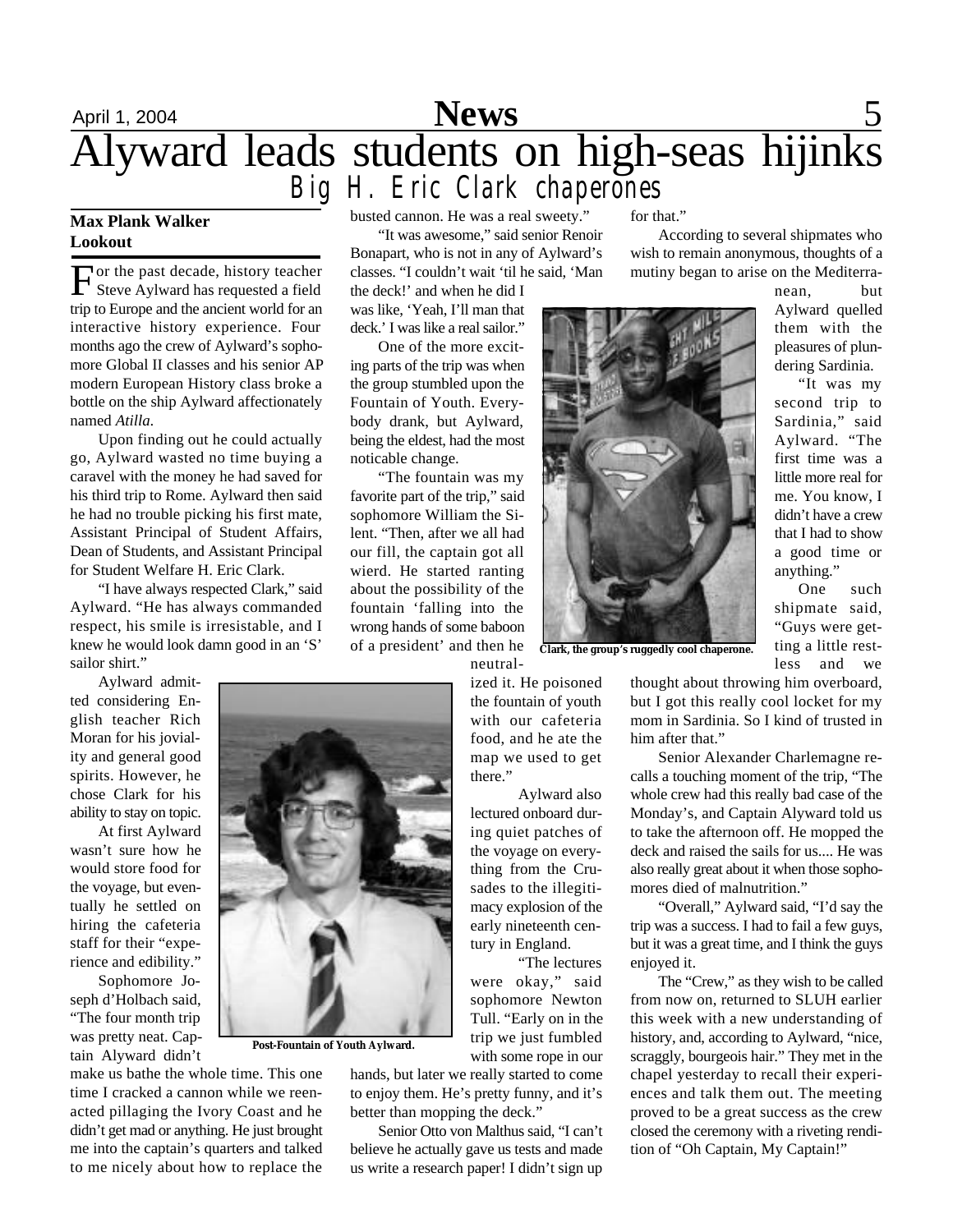# Alyward leads students on high-seas hijinks

## Big H. Eric Clark chaperones

**Max Plank Walker**
**Lookout**

For the past decade, history teacher Steve Aylward has requested a field trip to Europe and the ancient world for an interactive history experience. Four months ago the crew of Aylward's sophomore Global II classes and his senior AP modern European History class broke a bottle on the ship Aylward affectionately named *Atilla*.

Upon finding out he could actually go, Aylward wasted no time buying a caravel with the money he had saved for his third trip to Rome. Aylward then said he had no trouble picking his first mate, Assistant Principal of Student Affairs, Dean of Students, and Assistant Principal for Student Welfare H. Eric Clark.

"I have always respected Clark," said Aylward. "He has always commanded respect, his smile is irresistable, and I knew he would look damn good in an 'S' sailor shirt."

Aylward admitted considering English teacher Rich Moran for his joviality and general good spirits. However, he chose Clark for his ability to stay on topic.

At first Aylward wasn't sure how he would store food for the voyage, but eventually he settled on hiring the cafeteria staff for their "experience and edibility."

Sophomore Joseph d'Holbach said, "The four month trip was pretty neat. Captain Alyward didn't make us bathe the whole time. This one time I cracked a cannon while we reenacted pillaging the Ivory Coast and he didn't get mad or anything. He just brought me into the captain's quarters and talked to me nicely about how to replace the busted cannon. He was a real sweety."

Post-Fountain of Youth Aylward.

"It was awesome," said senior Renoir Bonapart, who is not in any of Aylward's classes. "I couldn't wait 'til he said, 'Man the deck!' and when he did I was like, 'Yeah, I'll man that deck.' I was like a real sailor."

One of the more exciting parts of the trip was when the group stumbled upon the Fountain of Youth. Everybody drank, but Aylward, being the eldest, had the most noticable change.

"The fountain was my favorite part of the trip," said sophomore William the Silent. "Then, after we all had our fill, the captain got all wierd. He started ranting about the possibility of the fountain 'falling into the wrong hands of some baboon of a president' and then he neutralized it. He poisoned the fountain of youth with our cafeteria food, and he ate the map we used to get there."

Aylward also lectured onboard during quiet patches of the voyage on everything from the Crusades to the illegitimacy explosion of the early nineteenth century in England.

"The lectures were okay," said sophomore Newton Tull. "Early on in the trip we just fumbled with some rope in our hands, but later we really started to come to enjoy them. He's pretty funny, and it's better than mopping the deck."

Senior Otto von Malthus said, "I can't believe he actually gave us tests and made us write a research paper! I didn't sign up for that."

Clark, the group's ruggedly cool chaperone.

According to several shipmates who wish to remain anonymous, thoughts of a mutiny began to arise on the Mediterranean, but Aylward quelled them with the pleasures of plundering Sardinia.

"It was my second trip to Sardinia," said Aylward. "The first time was a little more real for me. You know, I didn't have a crew that I had to show a good time or anything."

One such shipmate said, "Guys were getting a little restless and we thought about throwing him overboard, but I got this really cool locket for my mom in Sardinia. So I kind of trusted in him after that."

Senior Alexander Charlemagne recalls a touching moment of the trip, "The whole crew had this really bad case of the Monday's, and Captain Alyward told us to take the afternoon off. He mopped the deck and raised the sails for us.... He was also really great about it when those sophomores died of malnutrition."

"Overall," Aylward said, "I'd say the trip was a success. I had to fail a few guys, but it was a great time, and I think the guys enjoyed it.

The "Crew," as they wish to be called from now on, returned to SLUH earlier this week with a new understanding of history, and, according to Aylward, "nice, scraggly, bourgeois hair." They met in the chapel yesterday to recall their experiences and talk them out. The meeting proved to be a great success as the crew closed the ceremony with a riveting rendition of "Oh Captain, My Captain!"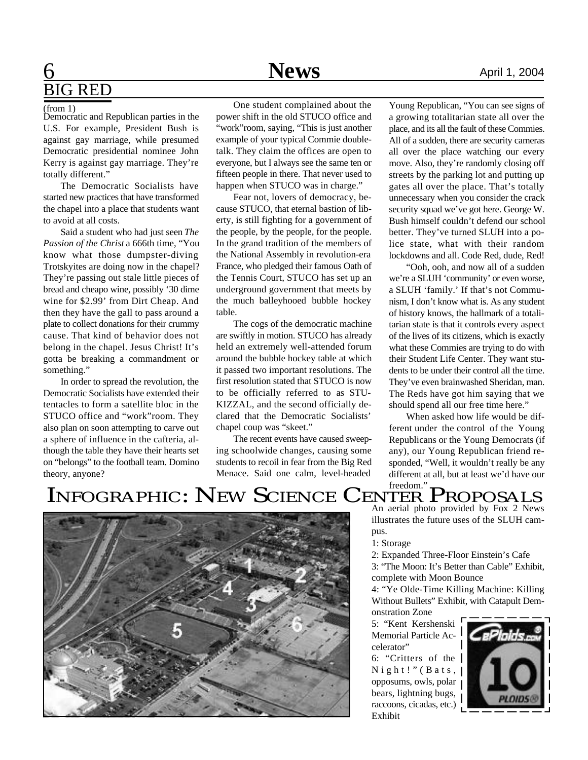## BIG RED

(from 1)

Democratic and Republican parties in the U.S. For example, President Bush is against gay marriage, while presumed Democratic presidential nominee John Kerry is against gay marriage. They're totally different."

The Democratic Socialists have started new practices that have transformed the chapel into a place that students want to avoid at all costs.

Said a student who had just seen *The Passion of the Christ* a 666th time, "You know what those dumpster-diving Trotskyites are doing now in the chapel? They're passing out stale little pieces of bread and cheapo wine, possibly '30 dime wine for $2.99' from Dirt Cheap. And then they have the gall to pass around a plate to collect donations for their crummy cause. That kind of behavior does not belong in the chapel. Jesus Christ! It's gotta be breaking a commandment or something."

In order to spread the revolution, the Democratic Socialists have extended their tentacles to form a satellite bloc in the STUCO office and "work"room. They also plan on soon attempting to carve out a sphere of influence in the cafteria, although the table they have their hearts set on "belongs" to the football team. Domino theory, anyone?

One student complained about the power shift in the old STUCO office and "work"room, saying, "This is just another example of your typical Commie double-talk. They claim the offices are open to everyone, but I always see the same ten or fifteen people in there. That never used to happen when STUCO was in charge."

Fear not, lovers of democracy, because STUCO, that eternal bastion of liberty, is still fighting for a government of the people, by the people, for the people. In the grand tradition of the members of the National Assembly in revolution-era France, who pledged their famous Oath of the Tennis Court, STUCO has set up an underground government that meets by the much balleyhooed bubble hockey table.

The cogs of the democratic machine are swiftly in motion. STUCO has already held an extremely well-attended forum around the bubble hockey table at which it passed two important resolutions. The first resolution stated that STUCO is now to be officially referred to as STU-KIZZAL, and the second officially declared that the Democratic Socialists' chapel coup was "skeet."

The recent events have caused sweeping schoolwide changes, causing some students to recoil in fear from the Big Red Menace. Said one calm, level-headed Young Republican, "You can see signs of a growing totalitarian state all over the place, and its all the fault of these Commies. All of a sudden, there are security cameras all over the place watching our every move. Also, they're randomly closing off streets by the parking lot and putting up gates all over the place. That's totally unnecessary when you consider the crack security squad we've got here. George W. Bush himself couldn't defend our school better. They've turned SLUH into a police state, what with their random lockdowns and all. Code Red, dude, Red!

"Ooh, ooh, and now all of a sudden we're a SLUH 'community' or even worse, a SLUH 'family.' If that's not Communism, I don't know what is. As any student of history knows, the hallmark of a totalitarian state is that it controls every aspect of the lives of its citizens, which is exactly what these Commies are trying to do with their Student Life Center. They want students to be under their control all the time. They've even brainwashed Sheridan, man. The Reds have got him saying that we should spend all our free time here."

When asked how life would be different under the control of the Young Republicans or the Young Democrats (if any), our Young Republican friend responded, "Well, it wouldn't really be any different at all, but at least we'd have our freedom."

## INFOGRAPHIC: NEW SCIENCE CENTER PROPOSALS

An aerial photo provided by Fox 2 News illustrates the future uses of the SLUH campus.

1: Storage

2: Expanded Three-Floor Einstein's Cafe

3: "The Moon: It's Better than Cable" Exhibit, complete with Moon Bounce

4: "Ye Olde-Time Killing Machine: Killing Without Bullets" Exhibit, with Catapult Demonstration Zone

5: "Kent Kershenski Memorial Particle Accelerator"

6: "Critters of the Night!" (Bats, opposums, owls, polar bears, lightning bugs, raccoons, cicadas, etc.) Exhibit

EPloids.com 10 PLOIDS